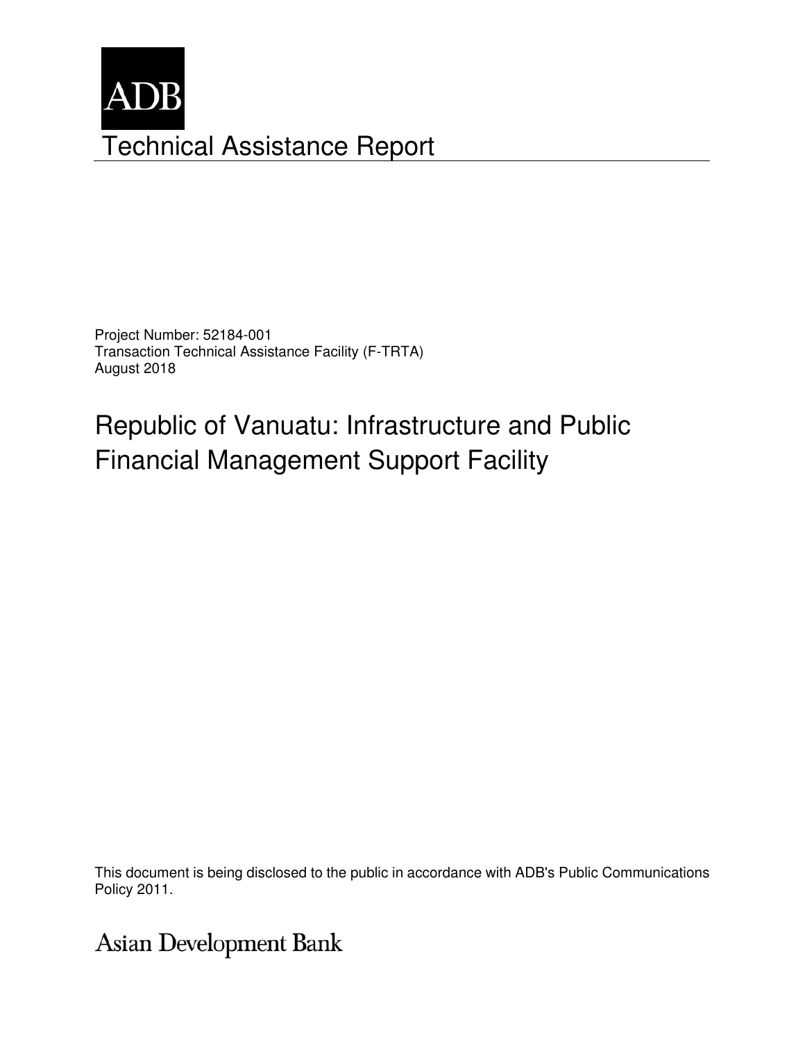ADB

# Technical Assistance Report

Project Number: 52184-001
Transaction Technical Assistance Facility (F-TRTA)
August 2018

## Republic of Vanuatu: Infrastructure and Public Financial Management Support Facility

This document is being disclosed to the public in accordance with ADB's Public Communications Policy 2011.

Asian Development Bank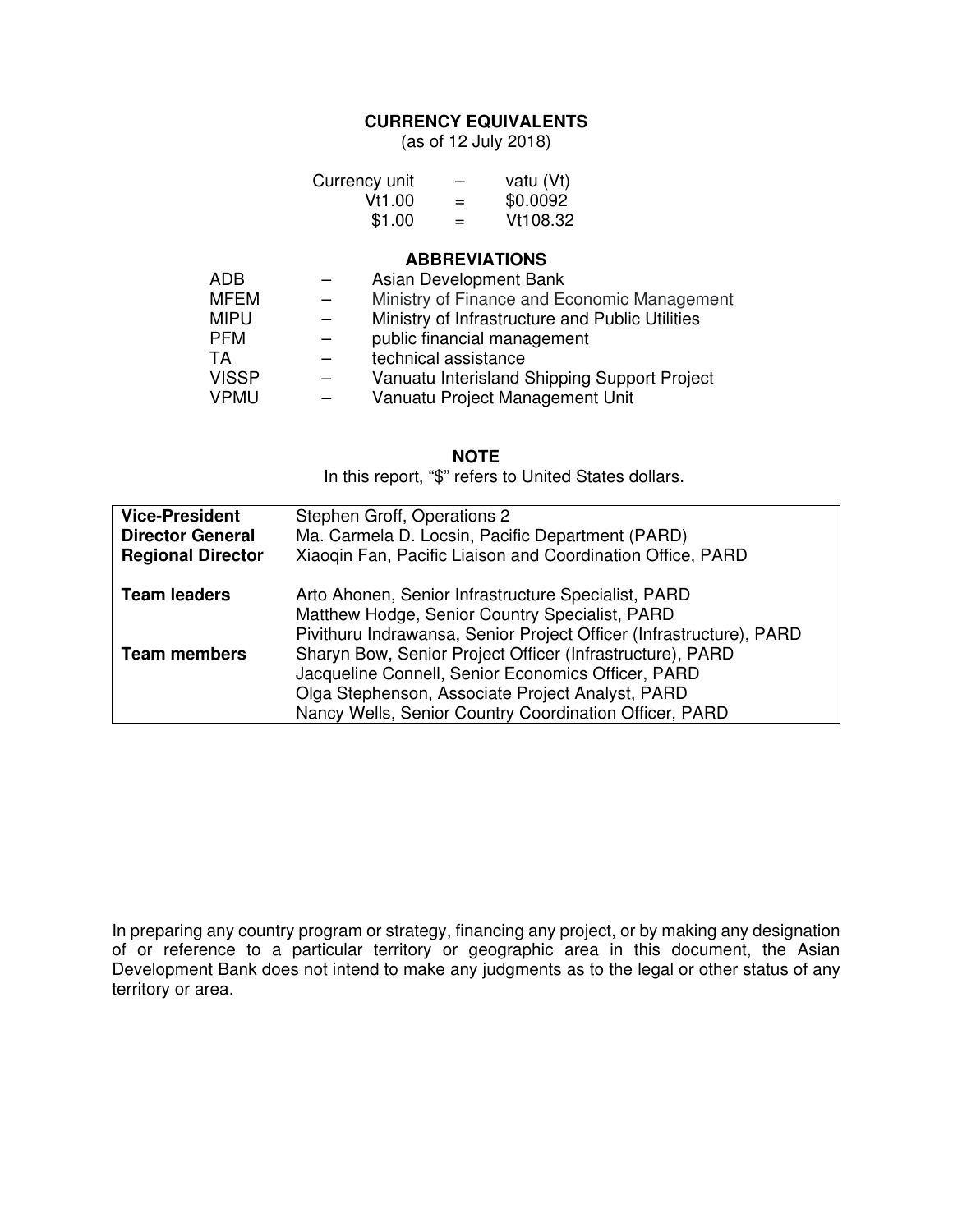## CURRENCY EQUIVALENTS

(as of 12 July 2018)

| | | |
|---|---|---|
| Currency unit | – | vatu (Vt) |
| Vt1.00 | = | $0.0092 |
| $1.00 | = | Vt108.32 |

## ABBREVIATIONS

| | | |
|---|---|---|
| ADB | – | Asian Development Bank |
| MFEM | – | Ministry of Finance and Economic Management |
| MIPU | – | Ministry of Infrastructure and Public Utilities |
| PFM | – | public financial management |
| TA | – | technical assistance |
| VISSP | – | Vanuatu Interisland Shipping Support Project |
| VPMU | – | Vanuatu Project Management Unit |

## NOTE

In this report, "$" refers to United States dollars.

| | |
|---|---|
| **Vice-President** | Stephen Groff, Operations 2 |
| **Director General** | Ma. Carmela D. Locsin, Pacific Department (PARD) |
| **Regional Director** | Xiaoqin Fan, Pacific Liaison and Coordination Office, PARD |
| | |
| **Team leaders** | Arto Ahonen, Senior Infrastructure Specialist, PARD |
| | Matthew Hodge, Senior Country Specialist, PARD |
| | Pivithuru Indrawansa, Senior Project Officer (Infrastructure), PARD |
| **Team members** | Sharyn Bow, Senior Project Officer (Infrastructure), PARD |
| | Jacqueline Connell, Senior Economics Officer, PARD |
| | Olga Stephenson, Associate Project Analyst, PARD |
| | Nancy Wells, Senior Country Coordination Officer, PARD |

In preparing any country program or strategy, financing any project, or by making any designation of or reference to a particular territory or geographic area in this document, the Asian Development Bank does not intend to make any judgments as to the legal or other status of any territory or area.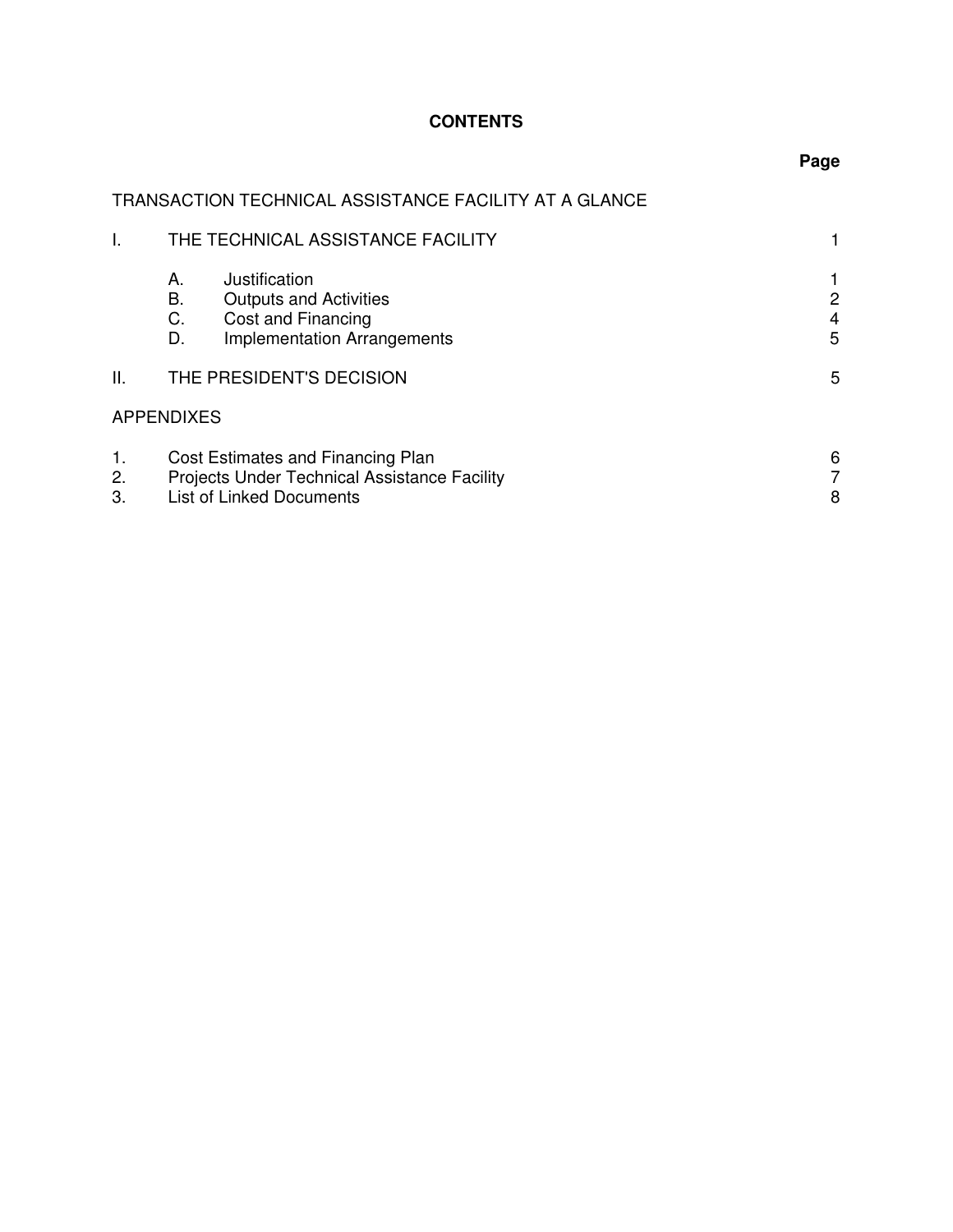# CONTENTS

| | | Page |
|---|---|---|
| TRANSACTION TECHNICAL ASSISTANCE FACILITY AT A GLANCE | | |
| I. | THE TECHNICAL ASSISTANCE FACILITY | 1 |
| | A. Justification | 1 |
| | B. Outputs and Activities | 2 |
| | C. Cost and Financing | 4 |
| | D. Implementation Arrangements | 5 |
| II. | THE PRESIDENT'S DECISION | 5 |
| APPENDIXES | | |
| 1. | Cost Estimates and Financing Plan | 6 |
| 2. | Projects Under Technical Assistance Facility | 7 |
| 3. | List of Linked Documents | 8 |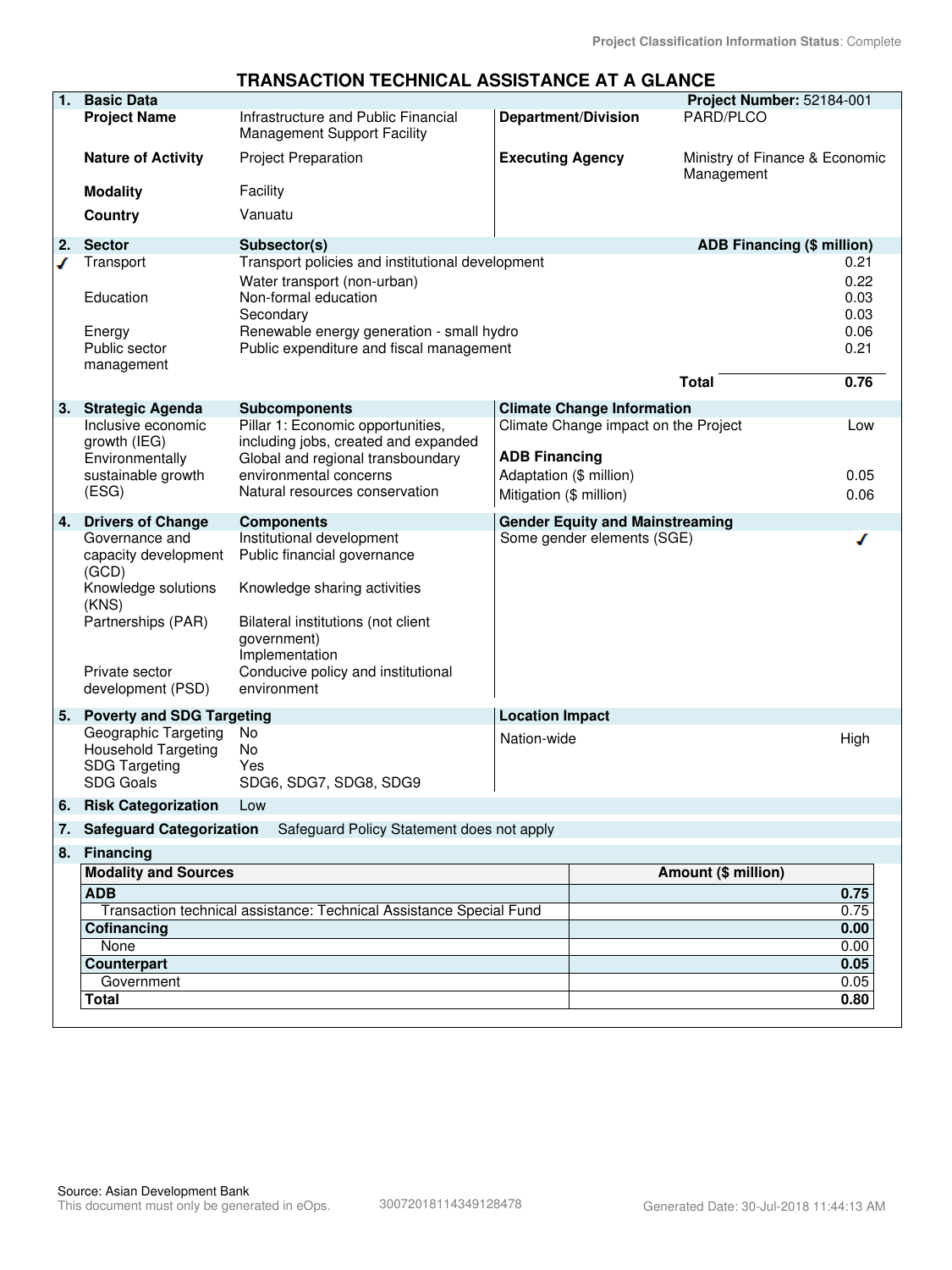Project Classification Information Status: Complete

# TRANSACTION TECHNICAL ASSISTANCE AT A GLANCE

| 1. Basic Data | | | Project Number: 52184-001 |
|---|---|---|---|
| **Project Name** | Infrastructure and Public Financial Management Support Facility | **Department/Division** | PARD/PLCO |
| **Nature of Activity** | Project Preparation | **Executing Agency** | Ministry of Finance & Economic Management |
| **Modality** | Facility | | |
| **Country** | Vanuatu | | |

| 2. Sector | Subsector(s) | ADB Financing ($ million) |
|---|---|---|
| ✓ Transport | Transport policies and institutional development | 0.21 |
| | Water transport (non-urban) | 0.22 |
| Education | Non-formal education | 0.03 |
| | Secondary | 0.03 |
| Energy | Renewable energy generation - small hydro | 0.06 |
| Public sector management | Public expenditure and fiscal management | 0.21 |
| | **Total** | **0.76** |

| 3. Strategic Agenda | Subcomponents | Climate Change Information | |
|---|---|---|---|
| Inclusive economic growth (IEG) | Pillar 1: Economic opportunities, including jobs, created and expanded | Climate Change impact on the Project | Low |
| Environmentally sustainable growth (ESG) | Global and regional transboundary environmental concerns | **ADB Financing** | |
| | Natural resources conservation | Adaptation ($ million) | 0.05 |
| | | Mitigation ($ million) | 0.06 |

| 4. Drivers of Change | Components | Gender Equity and Mainstreaming | |
|---|---|---|---|
| Governance and capacity development (GCD) | Institutional development | Some gender elements (SGE) | ✓ |
| | Public financial governance | | |
| Knowledge solutions (KNS) | Knowledge sharing activities | | |
| Partnerships (PAR) | Bilateral institutions (not client government) | | |
| | Implementation | | |
| Private sector development (PSD) | Conducive policy and institutional environment | | |

| 5. Poverty and SDG Targeting | | Location Impact | |
|---|---|---|---|
| Geographic Targeting | No | Nation-wide | High |
| Household Targeting | No | | |
| SDG Targeting | Yes | | |
| SDG Goals | SDG6, SDG7, SDG8, SDG9 | | |

**6. Risk Categorization** Low

**7. Safeguard Categorization** Safeguard Policy Statement does not apply

**8. Financing**

| Modality and Sources | Amount ($ million) |
|---|---|
| **ADB** | **0.75** |
| Transaction technical assistance: Technical Assistance Special Fund | 0.75 |
| **Cofinancing** | **0.00** |
| None | 0.00 |
| **Counterpart** | **0.05** |
| Government | 0.05 |
| **Total** | **0.80** |

Source: Asian Development Bank

This document must only be generated in eOps. 30072018114349128478 Generated Date: 30-Jul-2018 11:44:13 AM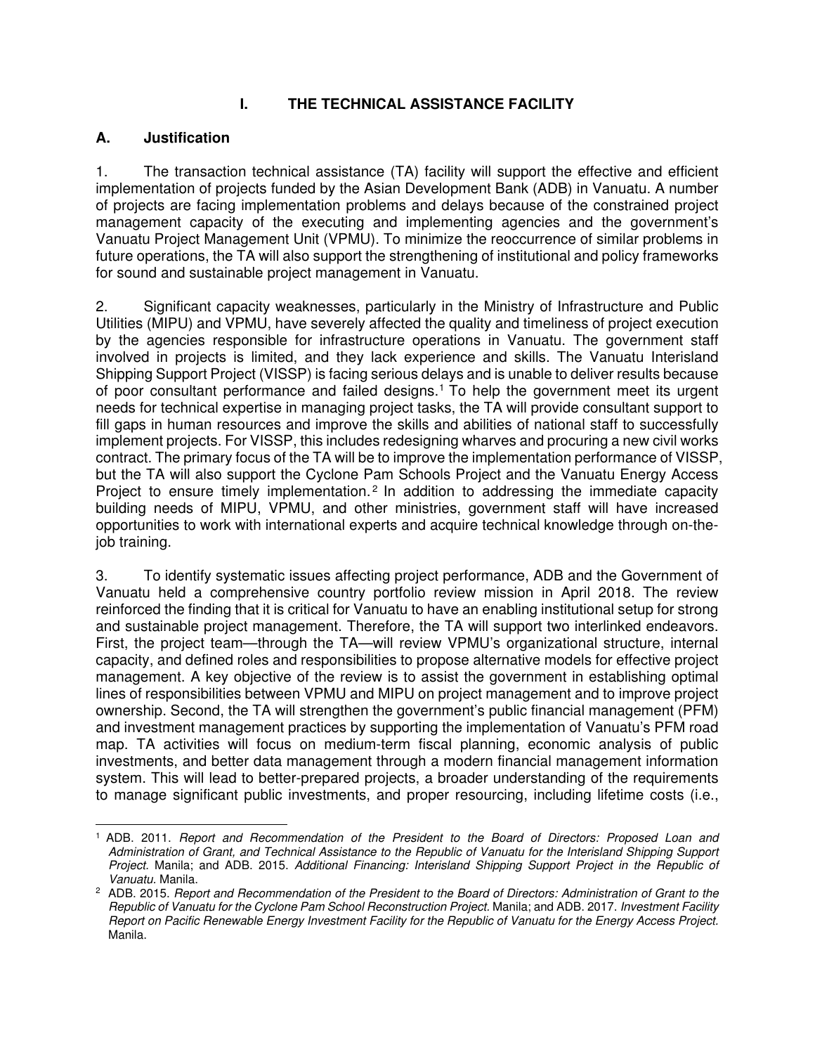# I. THE TECHNICAL ASSISTANCE FACILITY

## A. Justification

1. The transaction technical assistance (TA) facility will support the effective and efficient implementation of projects funded by the Asian Development Bank (ADB) in Vanuatu. A number of projects are facing implementation problems and delays because of the constrained project management capacity of the executing and implementing agencies and the government's Vanuatu Project Management Unit (VPMU). To minimize the reoccurrence of similar problems in future operations, the TA will also support the strengthening of institutional and policy frameworks for sound and sustainable project management in Vanuatu.

2. Significant capacity weaknesses, particularly in the Ministry of Infrastructure and Public Utilities (MIPU) and VPMU, have severely affected the quality and timeliness of project execution by the agencies responsible for infrastructure operations in Vanuatu. The government staff involved in projects is limited, and they lack experience and skills. The Vanuatu Interisland Shipping Support Project (VISSP) is facing serious delays and is unable to deliver results because of poor consultant performance and failed designs.[1] To help the government meet its urgent needs for technical expertise in managing project tasks, the TA will provide consultant support to fill gaps in human resources and improve the skills and abilities of national staff to successfully implement projects. For VISSP, this includes redesigning wharves and procuring a new civil works contract. The primary focus of the TA will be to improve the implementation performance of VISSP, but the TA will also support the Cyclone Pam Schools Project and the Vanuatu Energy Access Project to ensure timely implementation.[2] In addition to addressing the immediate capacity building needs of MIPU, VPMU, and other ministries, government staff will have increased opportunities to work with international experts and acquire technical knowledge through on-the-job training.

3. To identify systematic issues affecting project performance, ADB and the Government of Vanuatu held a comprehensive country portfolio review mission in April 2018. The review reinforced the finding that it is critical for Vanuatu to have an enabling institutional setup for strong and sustainable project management. Therefore, the TA will support two interlinked endeavors. First, the project team—through the TA—will review VPMU's organizational structure, internal capacity, and defined roles and responsibilities to propose alternative models for effective project management. A key objective of the review is to assist the government in establishing optimal lines of responsibilities between VPMU and MIPU on project management and to improve project ownership. Second, the TA will strengthen the government's public financial management (PFM) and investment management practices by supporting the implementation of Vanuatu's PFM road map. TA activities will focus on medium-term fiscal planning, economic analysis of public investments, and better data management through a modern financial management information system. This will lead to better-prepared projects, a broader understanding of the requirements to manage significant public investments, and proper resourcing, including lifetime costs (i.e.,

---

[1] ADB. 2011. *Report and Recommendation of the President to the Board of Directors: Proposed Loan and Administration of Grant, and Technical Assistance to the Republic of Vanuatu for the Interisland Shipping Support Project.* Manila; and ADB. 2015. *Additional Financing: Interisland Shipping Support Project in the Republic of Vanuatu.* Manila.

[2] ADB. 2015. *Report and Recommendation of the President to the Board of Directors: Administration of Grant to the Republic of Vanuatu for the Cyclone Pam School Reconstruction Project.* Manila; and ADB. 2017. *Investment Facility Report on Pacific Renewable Energy Investment Facility for the Republic of Vanuatu for the Energy Access Project.* Manila.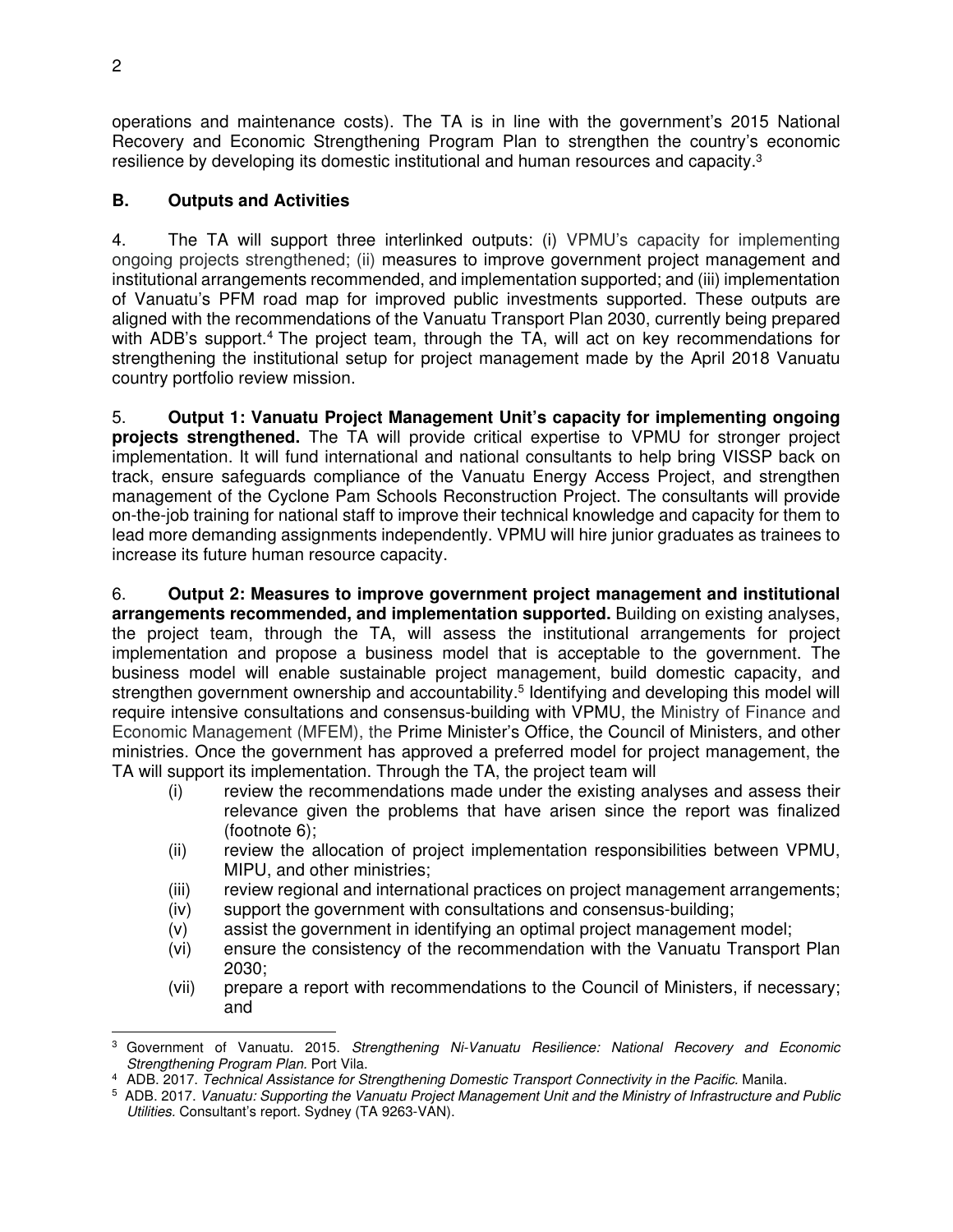operations and maintenance costs). The TA is in line with the government's 2015 National Recovery and Economic Strengthening Program Plan to strengthen the country's economic resilience by developing its domestic institutional and human resources and capacity.[3]

## B. Outputs and Activities

4. The TA will support three interlinked outputs: (i) VPMU's capacity for implementing ongoing projects strengthened; (ii) measures to improve government project management and institutional arrangements recommended, and implementation supported; and (iii) implementation of Vanuatu's PFM road map for improved public investments supported. These outputs are aligned with the recommendations of the Vanuatu Transport Plan 2030, currently being prepared with ADB's support.[4] The project team, through the TA, will act on key recommendations for strengthening the institutional setup for project management made by the April 2018 Vanuatu country portfolio review mission.

5. **Output 1: Vanuatu Project Management Unit's capacity for implementing ongoing projects strengthened.** The TA will provide critical expertise to VPMU for stronger project implementation. It will fund international and national consultants to help bring VISSP back on track, ensure safeguards compliance of the Vanuatu Energy Access Project, and strengthen management of the Cyclone Pam Schools Reconstruction Project. The consultants will provide on-the-job training for national staff to improve their technical knowledge and capacity for them to lead more demanding assignments independently. VPMU will hire junior graduates as trainees to increase its future human resource capacity.

6. **Output 2: Measures to improve government project management and institutional arrangements recommended, and implementation supported.** Building on existing analyses, the project team, through the TA, will assess the institutional arrangements for project implementation and propose a business model that is acceptable to the government. The business model will enable sustainable project management, build domestic capacity, and strengthen government ownership and accountability.[5] Identifying and developing this model will require intensive consultations and consensus-building with VPMU, the Ministry of Finance and Economic Management (MFEM), the Prime Minister's Office, the Council of Ministers, and other ministries. Once the government has approved a preferred model for project management, the TA will support its implementation. Through the TA, the project team will

(i) review the recommendations made under the existing analyses and assess their relevance given the problems that have arisen since the report was finalized (footnote 6);
(ii) review the allocation of project implementation responsibilities between VPMU, MIPU, and other ministries;
(iii) review regional and international practices on project management arrangements;
(iv) support the government with consultations and consensus-building;
(v) assist the government in identifying an optimal project management model;
(vi) ensure the consistency of the recommendation with the Vanuatu Transport Plan 2030;
(vii) prepare a report with recommendations to the Council of Ministers, if necessary; and

---

[3] Government of Vanuatu. 2015. *Strengthening Ni-Vanuatu Resilience: National Recovery and Economic Strengthening Program Plan.* Port Vila.

[4] ADB. 2017. *Technical Assistance for Strengthening Domestic Transport Connectivity in the Pacific.* Manila.

[5] ADB. 2017. *Vanuatu: Supporting the Vanuatu Project Management Unit and the Ministry of Infrastructure and Public Utilities.* Consultant's report. Sydney (TA 9263-VAN).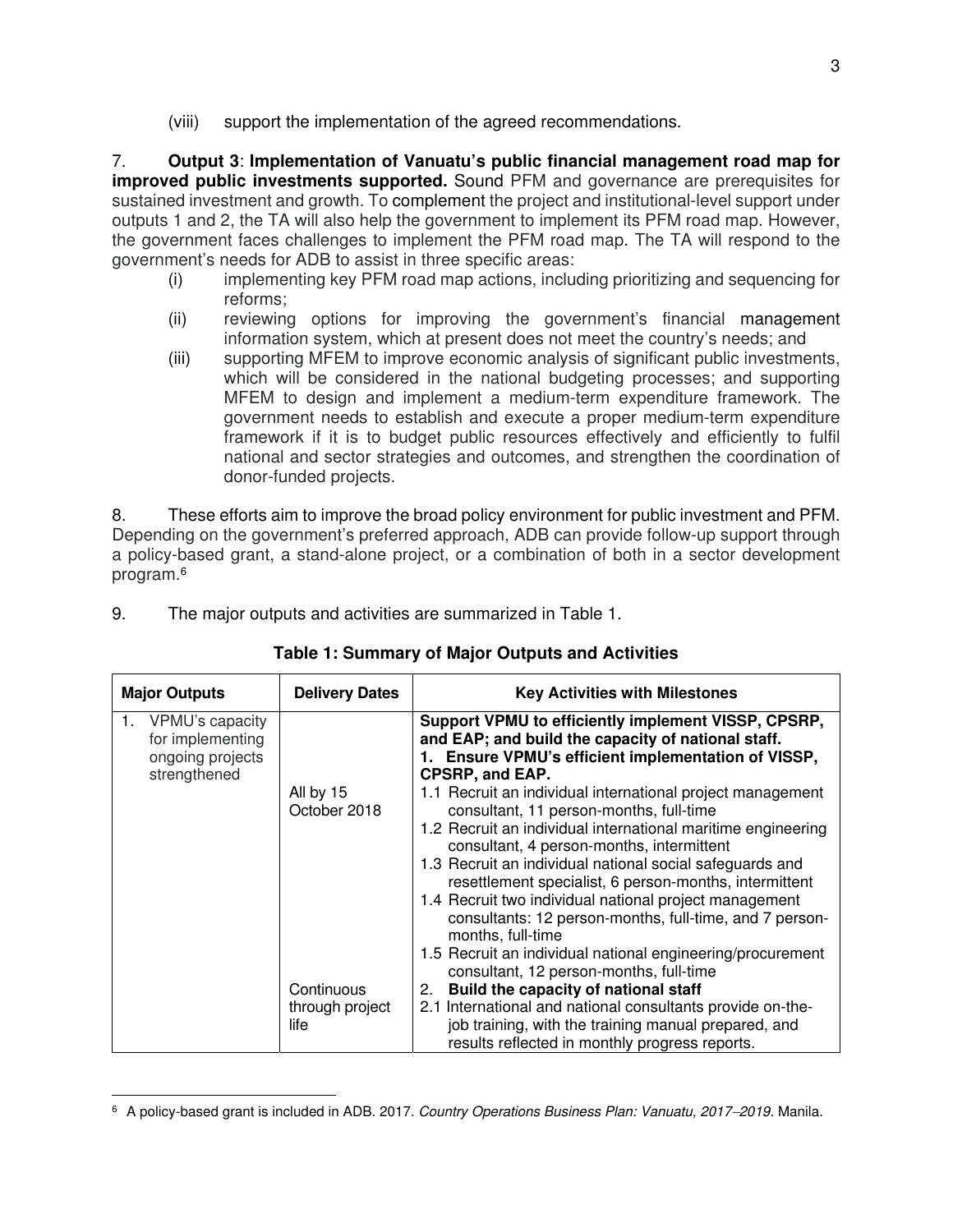(viii) support the implementation of the agreed recommendations.

7. **Output 3**: **Implementation of Vanuatu's public financial management road map for improved public investments supported.** Sound PFM and governance are prerequisites for sustained investment and growth. To complement the project and institutional-level support under outputs 1 and 2, the TA will also help the government to implement its PFM road map. However, the government faces challenges to implement the PFM road map. The TA will respond to the government's needs for ADB to assist in three specific areas:

(i) implementing key PFM road map actions, including prioritizing and sequencing for reforms;

(ii) reviewing options for improving the government's financial management information system, which at present does not meet the country's needs; and

(iii) supporting MFEM to improve economic analysis of significant public investments, which will be considered in the national budgeting processes; and supporting MFEM to design and implement a medium-term expenditure framework. The government needs to establish and execute a proper medium-term expenditure framework if it is to budget public resources effectively and efficiently to fulfil national and sector strategies and outcomes, and strengthen the coordination of donor-funded projects.

8. These efforts aim to improve the broad policy environment for public investment and PFM. Depending on the government's preferred approach, ADB can provide follow-up support through a policy-based grant, a stand-alone project, or a combination of both in a sector development program.[6]

9. The major outputs and activities are summarized in Table 1.

**Table 1: Summary of Major Outputs and Activities**

| Major Outputs | Delivery Dates | Key Activities with Milestones |
|---|---|---|
| 1. VPMU's capacity for implementing ongoing projects strengthened | | **Support VPMU to efficiently implement VISSP, CPSRP, and EAP; and build the capacity of national staff.** |
| | | **1. Ensure VPMU's efficient implementation of VISSP, CPSRP, and EAP.** |
| | All by 15 October 2018 | 1.1 Recruit an individual international project management consultant, 11 person-months, full-time |
| | | 1.2 Recruit an individual international maritime engineering consultant, 4 person-months, intermittent |
| | | 1.3 Recruit an individual national social safeguards and resettlement specialist, 6 person-months, intermittent |
| | | 1.4 Recruit two individual national project management consultants: 12 person-months, full-time, and 7 person-months, full-time |
| | | 1.5 Recruit an individual national engineering/procurement consultant, 12 person-months, full-time |
| | Continuous through project life | **2. Build the capacity of national staff** |
| | | 2.1 International and national consultants provide on-the-job training, with the training manual prepared, and results reflected in monthly progress reports. |

[6] A policy-based grant is included in ADB. 2017. *Country Operations Business Plan: Vanuatu, 2017–2019.* Manila.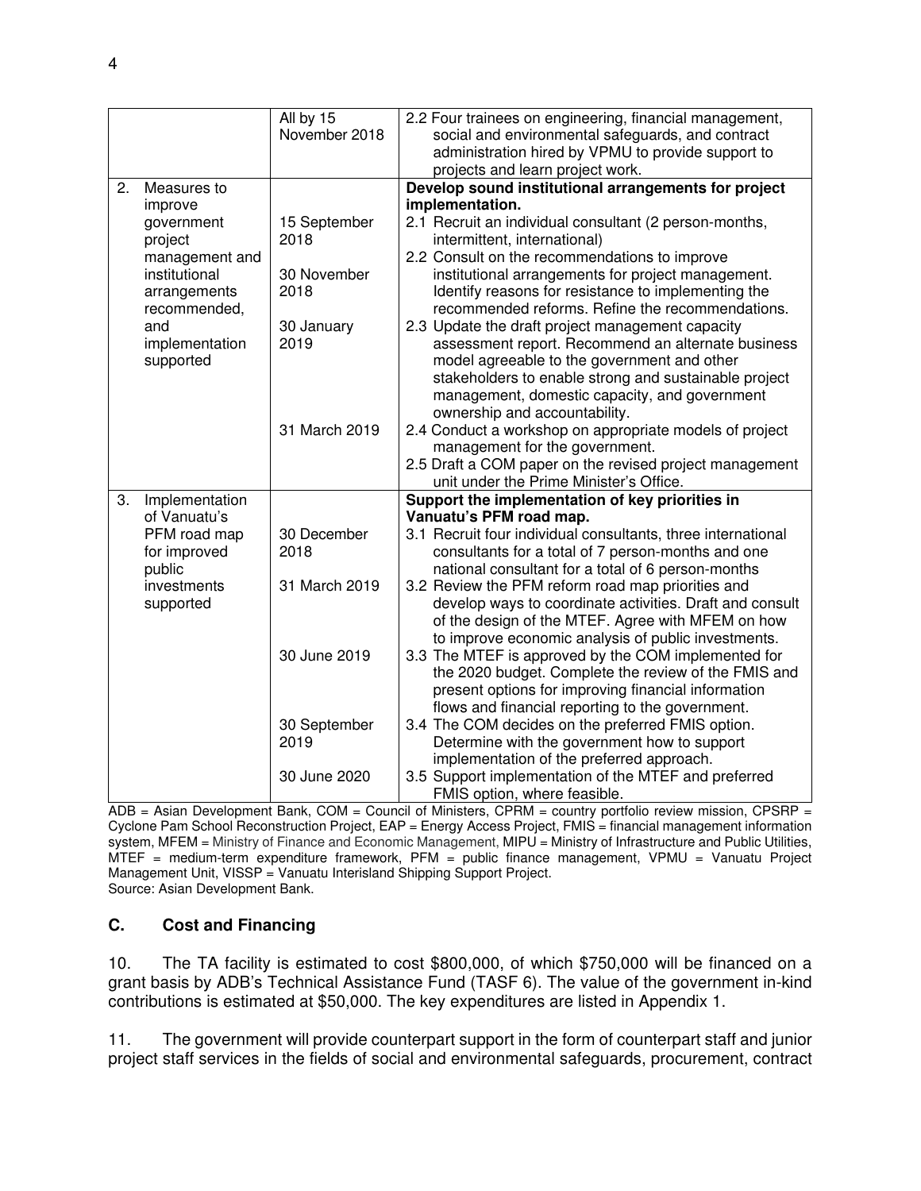| | | |
|---|---|---|
| | All by 15 November 2018 | 2.2 Four trainees on engineering, financial management, social and environmental safeguards, and contract administration hired by VPMU to provide support to projects and learn project work. |
| 2. Measures to improve government project management and institutional arrangements recommended, and implementation supported | | **Develop sound institutional arrangements for project implementation.** |
| | 15 September 2018 | 2.1 Recruit an individual consultant (2 person-months, intermittent, international) |
| | 30 November 2018 | 2.2 Consult on the recommendations to improve institutional arrangements for project management. Identify reasons for resistance to implementing the recommended reforms. Refine the recommendations. |
| | 30 January 2019 | 2.3 Update the draft project management capacity assessment report. Recommend an alternate business model agreeable to the government and other stakeholders to enable strong and sustainable project management, domestic capacity, and government ownership and accountability. |
| | 31 March 2019 | 2.4 Conduct a workshop on appropriate models of project management for the government.<br>2.5 Draft a COM paper on the revised project management unit under the Prime Minister's Office. |
| 3. Implementation of Vanuatu's PFM road map for improved public investments supported | | **Support the implementation of key priorities in Vanuatu's PFM road map.** |
| | 30 December 2018 | 3.1 Recruit four individual consultants, three international consultants for a total of 7 person-months and one national consultant for a total of 6 person-months |
| | 31 March 2019 | 3.2 Review the PFM reform road map priorities and develop ways to coordinate activities. Draft and consult of the design of the MTEF. Agree with MFEM on how to improve economic analysis of public investments. |
| | 30 June 2019 | 3.3 The MTEF is approved by the COM implemented for the 2020 budget. Complete the review of the FMIS and present options for improving financial information flows and financial reporting to the government. |
| | 30 September 2019 | 3.4 The COM decides on the preferred FMIS option. Determine with the government how to support implementation of the preferred approach. |
| | 30 June 2020 | 3.5 Support implementation of the MTEF and preferred FMIS option, where feasible. |

ADB = Asian Development Bank, COM = Council of Ministers, CPRM = country portfolio review mission, CPSRP = Cyclone Pam School Reconstruction Project, EAP = Energy Access Project, FMIS = financial management information system, MFEM = Ministry of Finance and Economic Management, MIPU = Ministry of Infrastructure and Public Utilities, MTEF = medium-term expenditure framework, PFM = public finance management, VPMU = Vanuatu Project Management Unit, VISSP = Vanuatu Interisland Shipping Support Project.
Source: Asian Development Bank.

### C. Cost and Financing

10. The TA facility is estimated to cost $800,000, of which $750,000 will be financed on a grant basis by ADB's Technical Assistance Fund (TASF 6). The value of the government in-kind contributions is estimated at $50,000. The key expenditures are listed in Appendix 1.

11. The government will provide counterpart support in the form of counterpart staff and junior project staff services in the fields of social and environmental safeguards, procurement, contract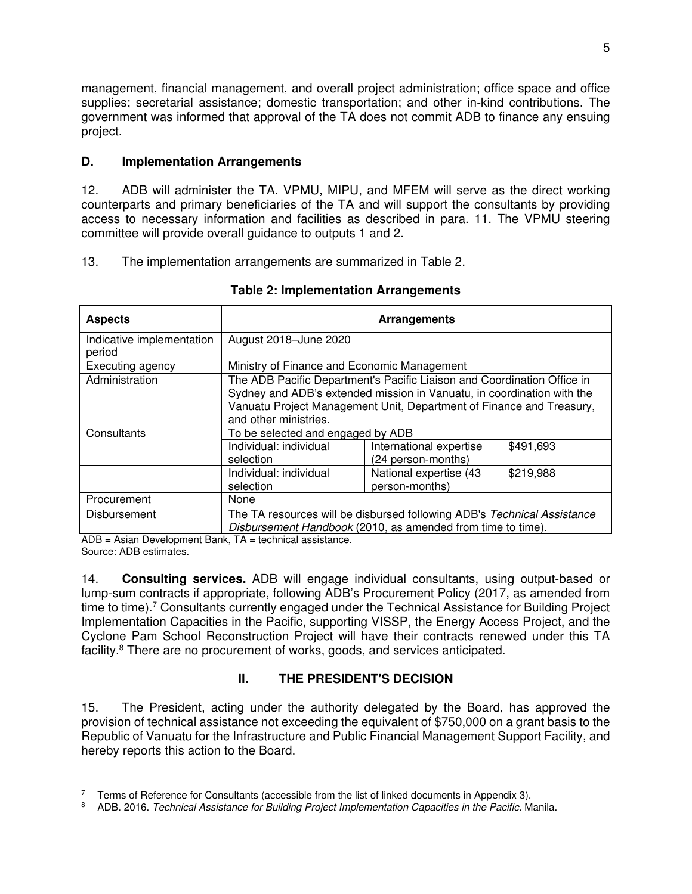management, financial management, and overall project administration; office space and office supplies; secretarial assistance; domestic transportation; and other in-kind contributions. The government was informed that approval of the TA does not commit ADB to finance any ensuing project.

### D. Implementation Arrangements

12. ADB will administer the TA. VPMU, MIPU, and MFEM will serve as the direct working counterparts and primary beneficiaries of the TA and will support the consultants by providing access to necessary information and facilities as described in para. 11. The VPMU steering committee will provide overall guidance to outputs 1 and 2.

13. The implementation arrangements are summarized in Table 2.

**Table 2: Implementation Arrangements**

| Aspects | Arrangements | | |
|---|---|---|---|
| Indicative implementation period | August 2018–June 2020 | | |
| Executing agency | Ministry of Finance and Economic Management | | |
| Administration | The ADB Pacific Department's Pacific Liaison and Coordination Office in Sydney and ADB's extended mission in Vanuatu, in coordination with the Vanuatu Project Management Unit, Department of Finance and Treasury, and other ministries. | | |
| Consultants | To be selected and engaged by ADB | | |
| | Individual: individual selection | International expertise (24 person-months) | $491,693 |
| | Individual: individual selection | National expertise (43 person-months) | $219,988 |
| Procurement | None | | |
| Disbursement | The TA resources will be disbursed following ADB's *Technical Assistance Disbursement Handbook* (2010, as amended from time to time). | | |

ADB = Asian Development Bank, TA = technical assistance.
Source: ADB estimates.

14. **Consulting services.** ADB will engage individual consultants, using output-based or lump-sum contracts if appropriate, following ADB's Procurement Policy (2017, as amended from time to time).[7] Consultants currently engaged under the Technical Assistance for Building Project Implementation Capacities in the Pacific, supporting VISSP, the Energy Access Project, and the Cyclone Pam School Reconstruction Project will have their contracts renewed under this TA facility.[8] There are no procurement of works, goods, and services anticipated.

## II. THE PRESIDENT'S DECISION

15. The President, acting under the authority delegated by the Board, has approved the provision of technical assistance not exceeding the equivalent of $750,000 on a grant basis to the Republic of Vanuatu for the Infrastructure and Public Financial Management Support Facility, and hereby reports this action to the Board.

[7] Terms of Reference for Consultants (accessible from the list of linked documents in Appendix 3).

[8] ADB. 2016. *Technical Assistance for Building Project Implementation Capacities in the Pacific.* Manila.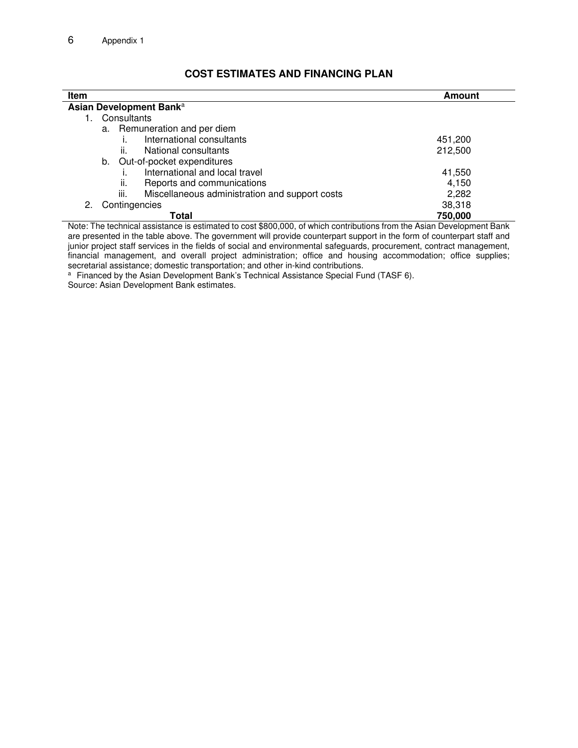## COST ESTIMATES AND FINANCING PLAN

| Item | Amount |
|---|---|
| **Asian Development Bank**[a] | |
| 1. Consultants | |
| a. Remuneration and per diem | |
| i. International consultants | 451,200 |
| ii. National consultants | 212,500 |
| b. Out-of-pocket expenditures | |
| i. International and local travel | 41,550 |
| ii. Reports and communications | 4,150 |
| iii. Miscellaneous administration and support costs | 2,282 |
| 2. Contingencies | 38,318 |
| **Total** | **750,000** |

Note: The technical assistance is estimated to cost $800,000, of which contributions from the Asian Development Bank are presented in the table above. The government will provide counterpart support in the form of counterpart staff and junior project staff services in the fields of social and environmental safeguards, procurement, contract management, financial management, and overall project administration; office and housing accommodation; office supplies; secretarial assistance; domestic transportation; and other in-kind contributions.

[a] Financed by the Asian Development Bank's Technical Assistance Special Fund (TASF 6).

Source: Asian Development Bank estimates.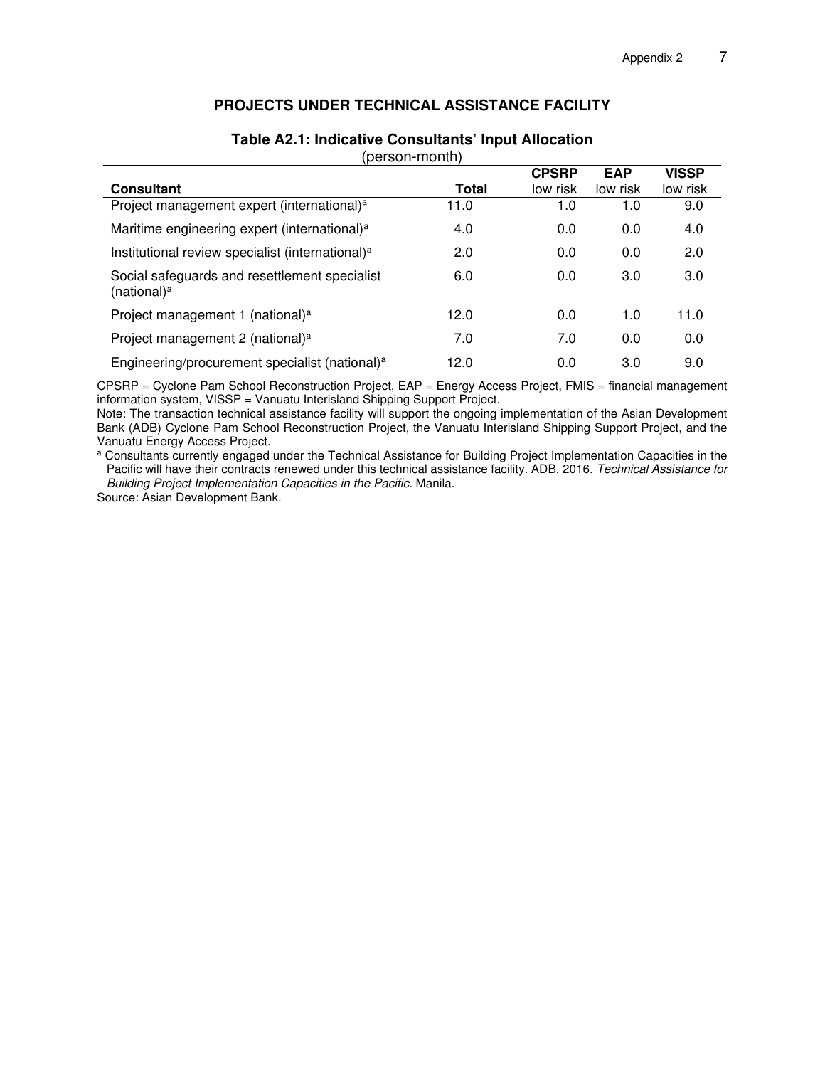## PROJECTS UNDER TECHNICAL ASSISTANCE FACILITY

**Table A2.1: Indicative Consultants' Input Allocation**
(person-month)

| Consultant | Total | CPSRP low risk | EAP low risk | VISSP low risk |
|---|---|---|---|---|
| Project management expert (international)[a] | 11.0 | 1.0 | 1.0 | 9.0 |
| Maritime engineering expert (international)[a] | 4.0 | 0.0 | 0.0 | 4.0 |
| Institutional review specialist (international)[a] | 2.0 | 0.0 | 0.0 | 2.0 |
| Social safeguards and resettlement specialist (national)[a] | 6.0 | 0.0 | 3.0 | 3.0 |
| Project management 1 (national)[a] | 12.0 | 0.0 | 1.0 | 11.0 |
| Project management 2 (national)[a] | 7.0 | 7.0 | 0.0 | 0.0 |
| Engineering/procurement specialist (national)[a] | 12.0 | 0.0 | 3.0 | 9.0 |

CPSRP = Cyclone Pam School Reconstruction Project, EAP = Energy Access Project, FMIS = financial management information system, VISSP = Vanuatu Interisland Shipping Support Project.

Note: The transaction technical assistance facility will support the ongoing implementation of the Asian Development Bank (ADB) Cyclone Pam School Reconstruction Project, the Vanuatu Interisland Shipping Support Project, and the Vanuatu Energy Access Project.

[a] Consultants currently engaged under the Technical Assistance for Building Project Implementation Capacities in the Pacific will have their contracts renewed under this technical assistance facility. ADB. 2016. *Technical Assistance for Building Project Implementation Capacities in the Pacific*. Manila.

Source: Asian Development Bank.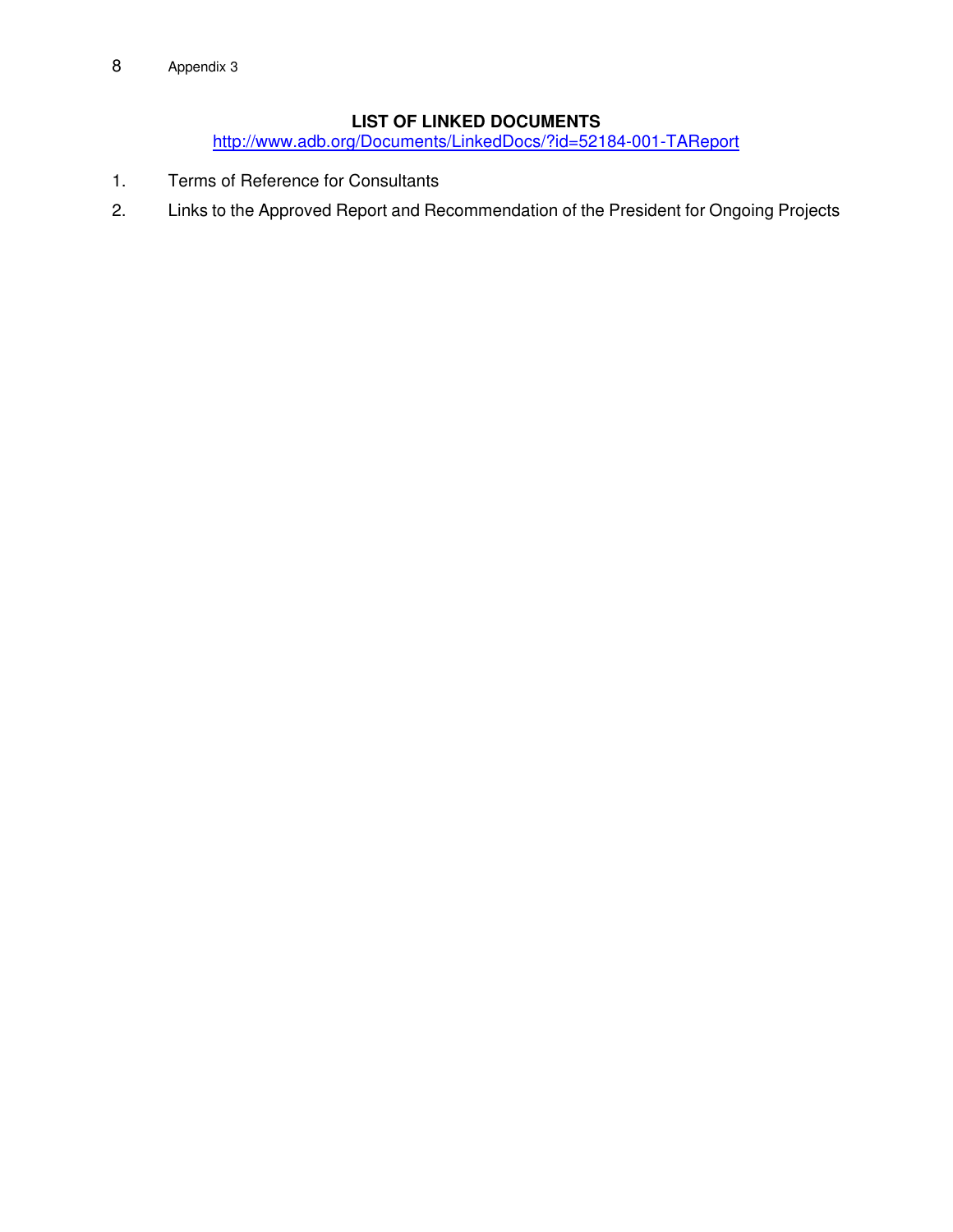# LIST OF LINKED DOCUMENTS

http://www.adb.org/Documents/LinkedDocs/?id=52184-001-TAReport

1. Terms of Reference for Consultants
2. Links to the Approved Report and Recommendation of the President for Ongoing Projects